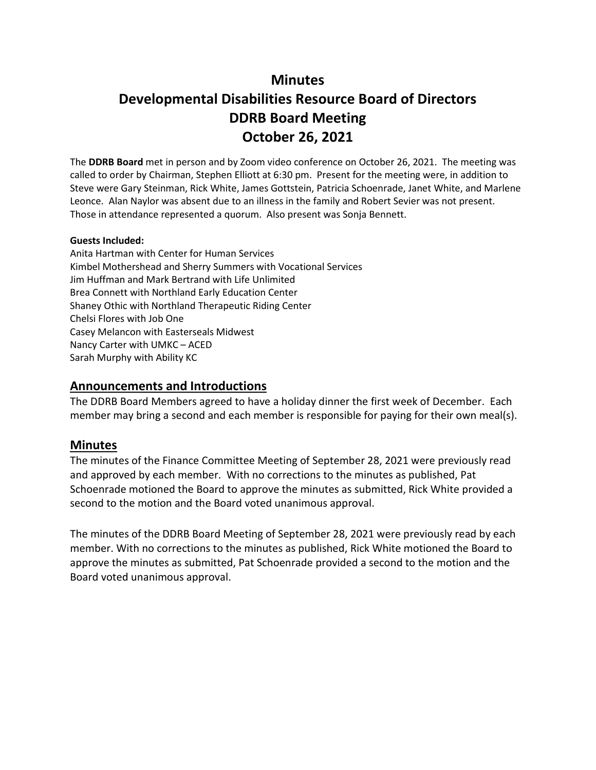# Minutes
# Developmental Disabilities Resource Board of Directors
# DDRB Board Meeting
# October 26, 2021

The **DDRB Board** met in person and by Zoom video conference on October 26, 2021. The meeting was called to order by Chairman, Stephen Elliott at 6:30 pm. Present for the meeting were, in addition to Steve were Gary Steinman, Rick White, James Gottstein, Patricia Schoenrade, Janet White, and Marlene Leonce. Alan Naylor was absent due to an illness in the family and Robert Sevier was not present. Those in attendance represented a quorum. Also present was Sonja Bennett.

**Guests Included:**
Anita Hartman with Center for Human Services
Kimbel Mothershead and Sherry Summers with Vocational Services
Jim Huffman and Mark Bertrand with Life Unlimited
Brea Connett with Northland Early Education Center
Shaney Othic with Northland Therapeutic Riding Center
Chelsi Flores with Job One
Casey Melancon with Easterseals Midwest
Nancy Carter with UMKC – ACED
Sarah Murphy with Ability KC

## Announcements and Introductions

The DDRB Board Members agreed to have a holiday dinner the first week of December. Each member may bring a second and each member is responsible for paying for their own meal(s).

## Minutes

The minutes of the Finance Committee Meeting of September 28, 2021 were previously read and approved by each member. With no corrections to the minutes as published, Pat Schoenrade motioned the Board to approve the minutes as submitted, Rick White provided a second to the motion and the Board voted unanimous approval.

The minutes of the DDRB Board Meeting of September 28, 2021 were previously read by each member. With no corrections to the minutes as published, Rick White motioned the Board to approve the minutes as submitted, Pat Schoenrade provided a second to the motion and the Board voted unanimous approval.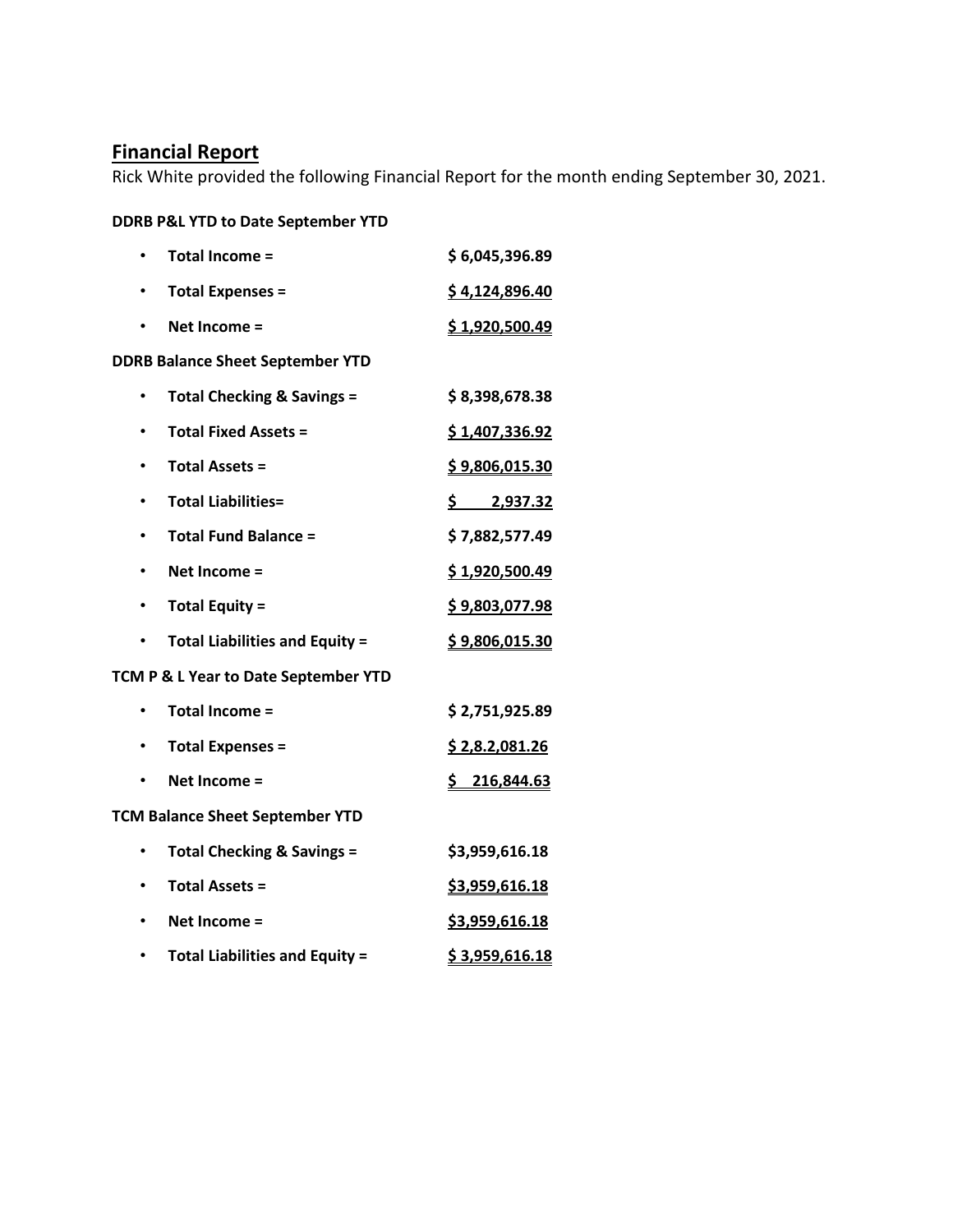## Financial Report

Rick White provided the following Financial Report for the month ending September 30, 2021.

**DDRB P&L YTD to Date September YTD**

- **Total Income =** **$ 6,045,396.89**
- **Total Expenses =** **$ 4,124,896.40**
- **Net Income =** **$ 1,920,500.49**

**DDRB Balance Sheet September YTD**

- **Total Checking & Savings =** **$ 8,398,678.38**
- **Total Fixed Assets =** **$ 1,407,336.92**
- **Total Assets =** **$ 9,806,015.30**
- **Total Liabilities=** **$ 2,937.32**
- **Total Fund Balance =** **$ 7,882,577.49**
- **Net Income =** **$ 1,920,500.49**
- **Total Equity =** **$ 9,803,077.98**
- **Total Liabilities and Equity =** **$ 9,806,015.30**

**TCM P & L Year to Date September YTD**

- **Total Income =** **$ 2,751,925.89**
- **Total Expenses =** **$ 2,8.2,081.26**
- **Net Income =** **$ 216,844.63**

**TCM Balance Sheet September YTD**

- **Total Checking & Savings =** **$3,959,616.18**
- **Total Assets =** **$3,959,616.18**
- **Net Income =** **$3,959,616.18**
- **Total Liabilities and Equity =** **$ 3,959,616.18**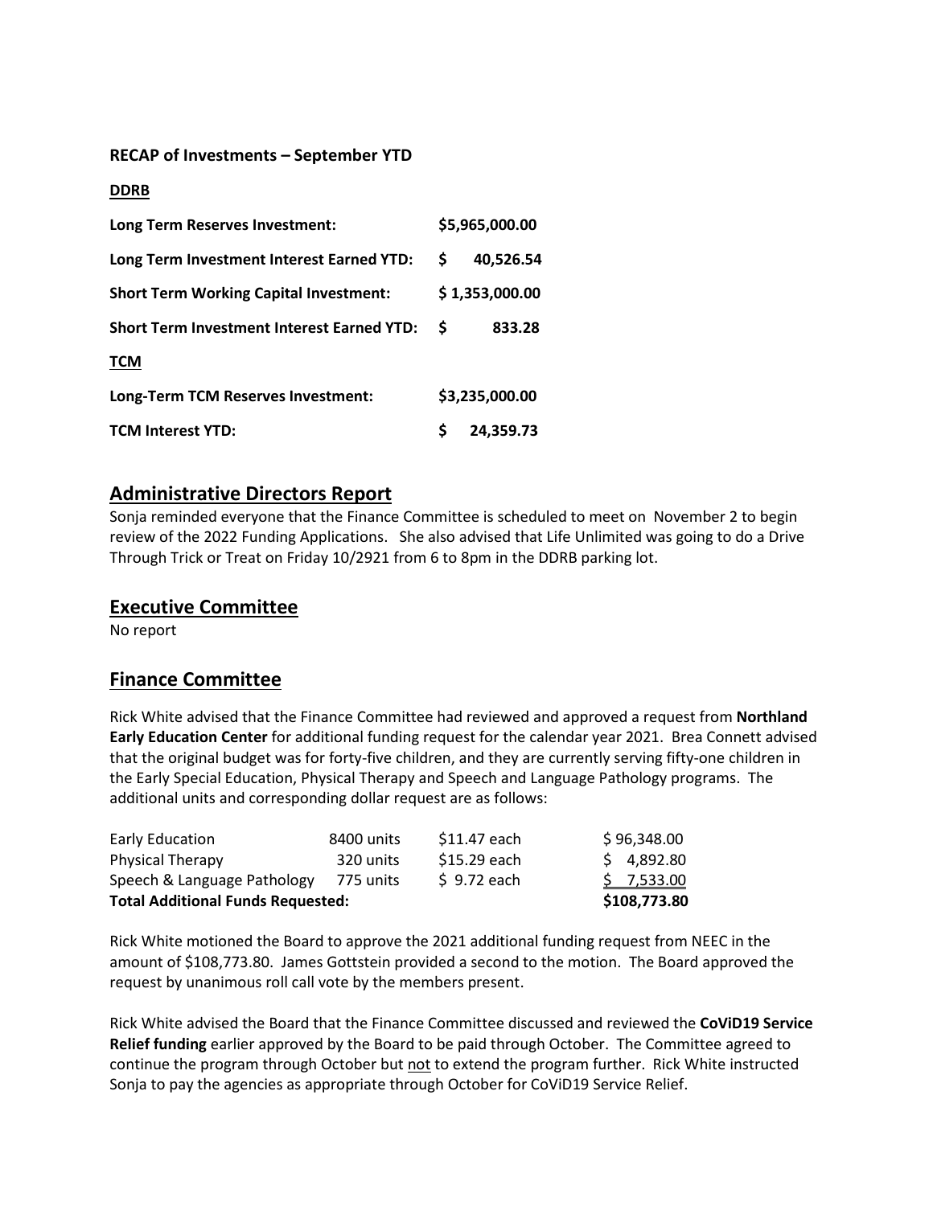**RECAP of Investments – September YTD**

**DDRB**

| | |
|---|---|
| **Long Term Reserves Investment:** | **$5,965,000.00** |
| **Long Term Investment Interest Earned YTD:** | **$ 40,526.54** |
| **Short Term Working Capital Investment:** | **$ 1,353,000.00** |
| **Short Term Investment Interest Earned YTD:** | **$ 833.28** |

**TCM**

| | |
|---|---|
| **Long-Term TCM Reserves Investment:** | **$3,235,000.00** |
| **TCM Interest YTD:** | **$ 24,359.73** |

## Administrative Directors Report

Sonja reminded everyone that the Finance Committee is scheduled to meet on November 2 to begin review of the 2022 Funding Applications. She also advised that Life Unlimited was going to do a Drive Through Trick or Treat on Friday 10/2921 from 6 to 8pm in the DDRB parking lot.

## Executive Committee

No report

## Finance Committee

Rick White advised that the Finance Committee had reviewed and approved a request from **Northland Early Education Center** for additional funding request for the calendar year 2021. Brea Connett advised that the original budget was for forty-five children, and they are currently serving fifty-one children in the Early Special Education, Physical Therapy and Speech and Language Pathology programs. The additional units and corresponding dollar request are as follows:

| | | | |
|---|---|---|---|
| Early Education | 8400 units | $11.47 each | $ 96,348.00 |
| Physical Therapy | 320 units | $15.29 each | $ 4,892.80 |
| Speech & Language Pathology | 775 units | $ 9.72 each | $ 7,533.00 |
| **Total Additional Funds Requested:** | | | **$108,773.80** |

Rick White motioned the Board to approve the 2021 additional funding request from NEEC in the amount of $108,773.80. James Gottstein provided a second to the motion. The Board approved the request by unanimous roll call vote by the members present.

Rick White advised the Board that the Finance Committee discussed and reviewed the **CoViD19 Service Relief funding** earlier approved by the Board to be paid through October. The Committee agreed to continue the program through October but not to extend the program further. Rick White instructed Sonja to pay the agencies as appropriate through October for CoViD19 Service Relief.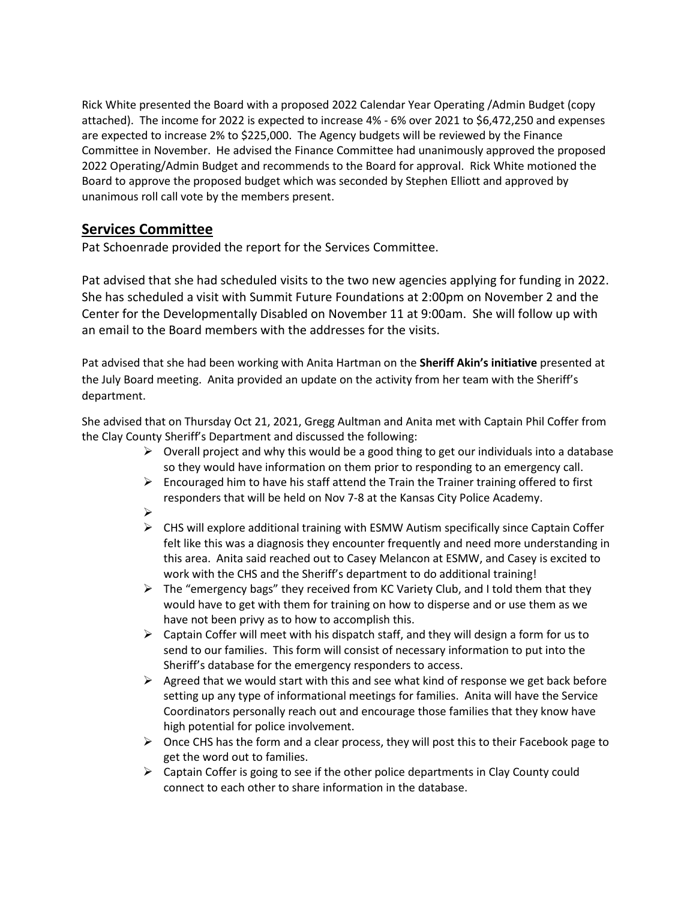Rick White presented the Board with a proposed 2022 Calendar Year Operating /Admin Budget (copy attached). The income for 2022 is expected to increase 4% - 6% over 2021 to $6,472,250 and expenses are expected to increase 2% to $225,000. The Agency budgets will be reviewed by the Finance Committee in November. He advised the Finance Committee had unanimously approved the proposed 2022 Operating/Admin Budget and recommends to the Board for approval. Rick White motioned the Board to approve the proposed budget which was seconded by Stephen Elliott and approved by unanimous roll call vote by the members present.

## Services Committee

Pat Schoenrade provided the report for the Services Committee.

Pat advised that she had scheduled visits to the two new agencies applying for funding in 2022. She has scheduled a visit with Summit Future Foundations at 2:00pm on November 2 and the Center for the Developmentally Disabled on November 11 at 9:00am. She will follow up with an email to the Board members with the addresses for the visits.

Pat advised that she had been working with Anita Hartman on the **Sheriff Akin's initiative** presented at the July Board meeting. Anita provided an update on the activity from her team with the Sheriff's department.

She advised that on Thursday Oct 21, 2021, Gregg Aultman and Anita met with Captain Phil Coffer from the Clay County Sheriff's Department and discussed the following:

- Overall project and why this would be a good thing to get our individuals into a database so they would have information on them prior to responding to an emergency call.
- Encouraged him to have his staff attend the Train the Trainer training offered to first responders that will be held on Nov 7-8 at the Kansas City Police Academy.
- 
- CHS will explore additional training with ESMW Autism specifically since Captain Coffer felt like this was a diagnosis they encounter frequently and need more understanding in this area. Anita said reached out to Casey Melancon at ESMW, and Casey is excited to work with the CHS and the Sheriff's department to do additional training!
- The "emergency bags" they received from KC Variety Club, and I told them that they would have to get with them for training on how to disperse and or use them as we have not been privy as to how to accomplish this.
- Captain Coffer will meet with his dispatch staff, and they will design a form for us to send to our families. This form will consist of necessary information to put into the Sheriff's database for the emergency responders to access.
- Agreed that we would start with this and see what kind of response we get back before setting up any type of informational meetings for families. Anita will have the Service Coordinators personally reach out and encourage those families that they know have high potential for police involvement.
- Once CHS has the form and a clear process, they will post this to their Facebook page to get the word out to families.
- Captain Coffer is going to see if the other police departments in Clay County could connect to each other to share information in the database.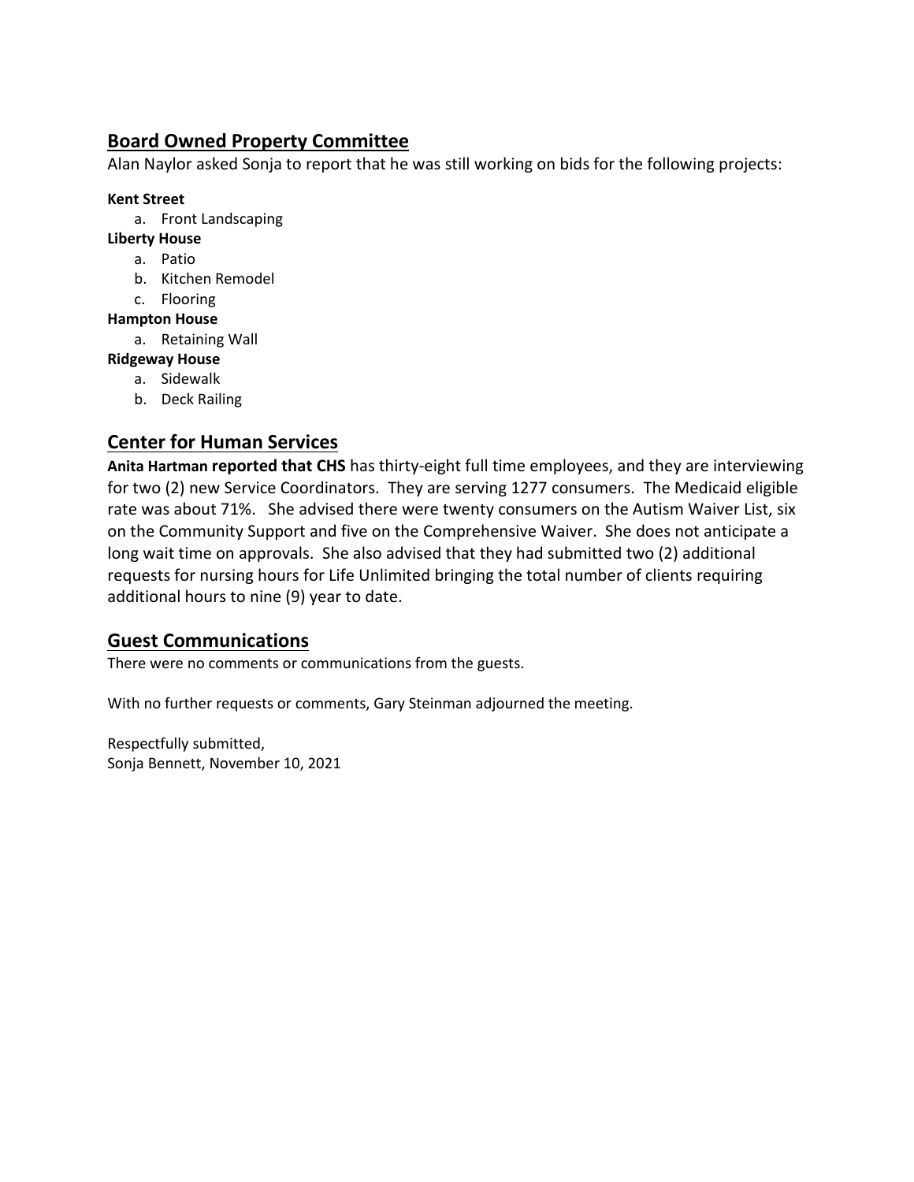## Board Owned Property Committee

Alan Naylor asked Sonja to report that he was still working on bids for the following projects:

**Kent Street**

a. Front Landscaping

**Liberty House**

a. Patio
b. Kitchen Remodel
c. Flooring

**Hampton House**

a. Retaining Wall

**Ridgeway House**

a. Sidewalk
b. Deck Railing

## Center for Human Services

**Anita Hartman reported that CHS** has thirty-eight full time employees, and they are interviewing for two (2) new Service Coordinators. They are serving 1277 consumers. The Medicaid eligible rate was about 71%. She advised there were twenty consumers on the Autism Waiver List, six on the Community Support and five on the Comprehensive Waiver. She does not anticipate a long wait time on approvals. She also advised that they had submitted two (2) additional requests for nursing hours for Life Unlimited bringing the total number of clients requiring additional hours to nine (9) year to date.

## Guest Communications

There were no comments or communications from the guests.

With no further requests or comments, Gary Steinman adjourned the meeting.

Respectfully submitted,
Sonja Bennett, November 10, 2021